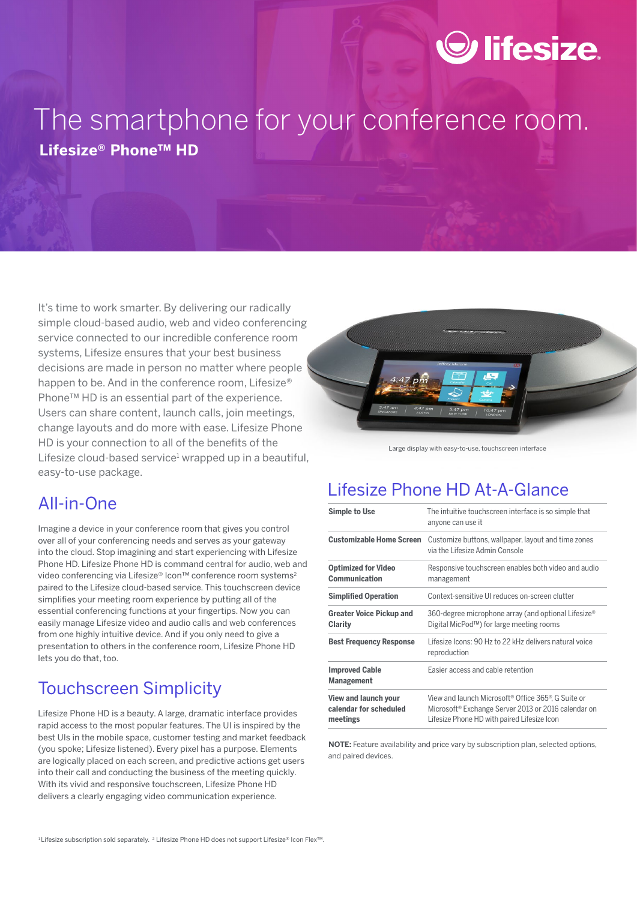# The smartphone for your conference room.

## Lifesize® Phone™ HD

It's time to work smarter. By delivering our radically simple cloud-based audio, web and video conferencing service connected to our incredible conference room systems, Lifesize ensures that your best business decisions are made in person no matter where people happen to be. And in the conference room, Lifesize® Phone™ HD is an essential part of the experience. Users can share content, launch calls, join meetings, change layouts and do more with ease. Lifesize Phone HD is your connection to all of the benefits of the Lifesize cloud-based service[1] wrapped up in a beautiful, easy-to-use package.

Large display with easy-to-use, touchscreen interface

## All-in-One

Imagine a device in your conference room that gives you control over all of your conferencing needs and serves as your gateway into the cloud. Stop imagining and start experiencing with Lifesize Phone HD. Lifesize Phone HD is command central for audio, web and video conferencing via Lifesize® Icon™ conference room systems[2] paired to the Lifesize cloud-based service. This touchscreen device simplifies your meeting room experience by putting all of the essential conferencing functions at your fingertips. Now you can easily manage Lifesize video and audio calls and web conferences from one highly intuitive device. And if you only need to give a presentation to others in the conference room, Lifesize Phone HD lets you do that, too.

## Touchscreen Simplicity

Lifesize Phone HD is a beauty. A large, dramatic interface provides rapid access to the most popular features. The UI is inspired by the best UIs in the mobile space, customer testing and market feedback (you spoke; Lifesize listened). Every pixel has a purpose. Elements are logically placed on each screen, and predictive actions get users into their call and conducting the business of the meeting quickly. With its vivid and responsive touchscreen, Lifesize Phone HD delivers a clearly engaging video communication experience.

## Lifesize Phone HD At-A-Glance

| | |
|---|---|
| **Simple to Use** | The intuitive touchscreen interface is so simple that anyone can use it |
| **Customizable Home Screen** | Customize buttons, wallpaper, layout and time zones via the Lifesize Admin Console |
| **Optimized for Video Communication** | Responsive touchscreen enables both video and audio management |
| **Simplified Operation** | Context-sensitive UI reduces on-screen clutter |
| **Greater Voice Pickup and Clarity** | 360-degree microphone array (and optional Lifesize® Digital MicPod™) for large meeting rooms |
| **Best Frequency Response** | Lifesize Icons: 90 Hz to 22 kHz delivers natural voice reproduction |
| **Improved Cable Management** | Easier access and cable retention |
| **View and launch your calendar for scheduled meetings** | View and launch Microsoft® Office 365®, G Suite or Microsoft® Exchange Server 2013 or 2016 calendar on Lifesize Phone HD with paired Lifesize Icon |

**NOTE:** Feature availability and price vary by subscription plan, selected options, and paired devices.

[1] Lifesize subscription sold separately. [2] Lifesize Phone HD does not support Lifesize® Icon Flex™.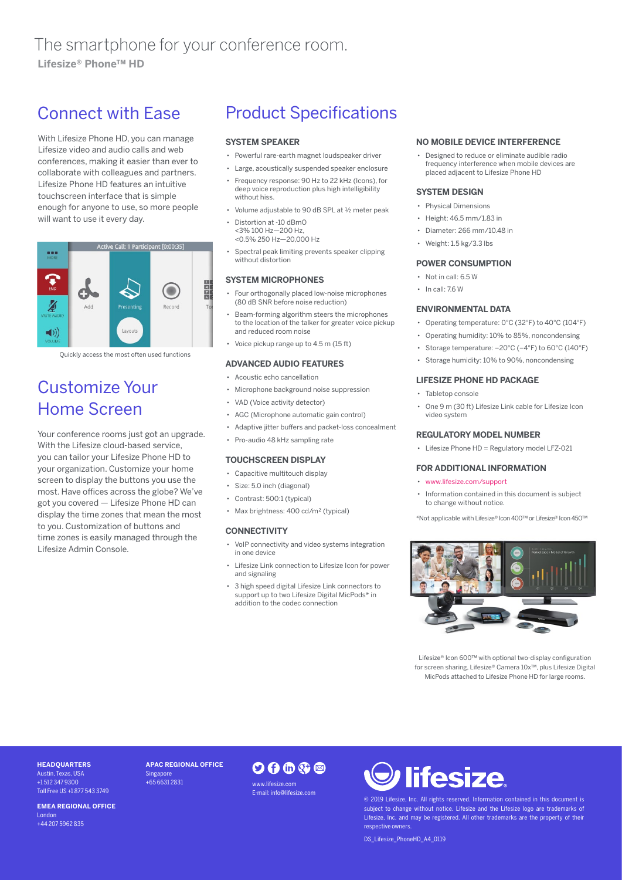# The smartphone for your conference room.

**Lifesize® Phone™ HD**

## Connect with Ease

With Lifesize Phone HD, you can manage Lifesize video and audio calls and web conferences, making it easier than ever to collaborate with colleagues and partners. Lifesize Phone HD features an intuitive touchscreen interface that is simple enough for anyone to use, so more people will want to use it every day.

Quickly access the most often used functions

## Customize Your Home Screen

Your conference rooms just got an upgrade. With the Lifesize cloud-based service, you can tailor your Lifesize Phone HD to your organization. Customize your home screen to display the buttons you use the most. Have offices across the globe? We've got you covered — Lifesize Phone HD can display the time zones that mean the most to you. Customization of buttons and time zones is easily managed through the Lifesize Admin Console.

## Product Specifications

### SYSTEM SPEAKER

- Powerful rare-earth magnet loudspeaker driver
- Large, acoustically suspended speaker enclosure
- Frequency response: 90 Hz to 22 kHz (Icons), for deep voice reproduction plus high intelligibility without hiss.
- Volume adjustable to 90 dB SPL at ½ meter peak
- Distortion at -10 dBmO <3% 100 Hz—200 Hz, <0.5% 250 Hz—20,000 Hz
- Spectral peak limiting prevents speaker clipping without distortion

### SYSTEM MICROPHONES

- Four orthogonally placed low-noise microphones (80 dB SNR before noise reduction)
- Beam-forming algorithm steers the microphones to the location of the talker for greater voice pickup and reduced room noise
- Voice pickup range up to 4.5 m (15 ft)

### ADVANCED AUDIO FEATURES

- Acoustic echo cancellation
- Microphone background noise suppression
- VAD (Voice activity detector)
- AGC (Microphone automatic gain control)
- Adaptive jitter buffers and packet-loss concealment
- Pro-audio 48 kHz sampling rate

### TOUCHSCREEN DISPLAY

- Capacitive multitouch display
- Size: 5.0 inch (diagonal)
- Contrast: 500:1 (typical)
- Max brightness: 400 cd/m² (typical)

### CONNECTIVITY

- VoIP connectivity and video systems integration in one device
- Lifesize Link connection to Lifesize Icon for power and signaling
- 3 high speed digital Lifesize Link connectors to support up to two Lifesize Digital MicPods* in addition to the codec connection

### NO MOBILE DEVICE INTERFERENCE

- Designed to reduce or eliminate audible radio frequency interference when mobile devices are placed adjacent to Lifesize Phone HD

### SYSTEM DESIGN

- Physical Dimensions
- Height: 46.5 mm/1.83 in
- Diameter: 266 mm/10.48 in
- Weight: 1.5 kg/3.3 lbs

### POWER CONSUMPTION

- Not in call: 6.5 W
- In call: 7.6 W

### ENVIRONMENTAL DATA

- Operating temperature: 0°C (32°F) to 40°C (104°F)
- Operating humidity: 10% to 85%, noncondensing
- Storage temperature: −20°C (−4°F) to 60°C (140°F)
- Storage humidity: 10% to 90%, noncondensing

### LIFESIZE PHONE HD PACKAGE

- Tabletop console
- One 9 m (30 ft) Lifesize Link cable for Lifesize Icon video system

### REGULATORY MODEL NUMBER

- Lifesize Phone HD = Regulatory model LFZ-021

### FOR ADDITIONAL INFORMATION

- www.lifesize.com/support
- Information contained in this document is subject to change without notice.

*Not applicable with Lifesize® Icon 400™ or Lifesize® Icon 450™

Lifesize® Icon 600™ with optional two-display configuration for screen sharing, Lifesize® Camera 10x™, plus Lifesize Digital MicPods attached to Lifesize Phone HD for large rooms.

**HEADQUARTERS**
Austin, Texas, USA
+1 512 347 9300
Toll Free US +1 877 543 3749

**EMEA REGIONAL OFFICE**
London
+44 207 5962 835

**APAC REGIONAL OFFICE**
Singapore
+65 6631 2831

www.lifesize.com
E-mail: info@lifesize.com

© 2019 Lifesize, Inc. All rights reserved. Information contained in this document is subject to change without notice. Lifesize and the Lifesize logo are trademarks of Lifesize, Inc. and may be registered. All other trademarks are the property of their respective owners.

DS_Lifesize_PhoneHD_A4_0119